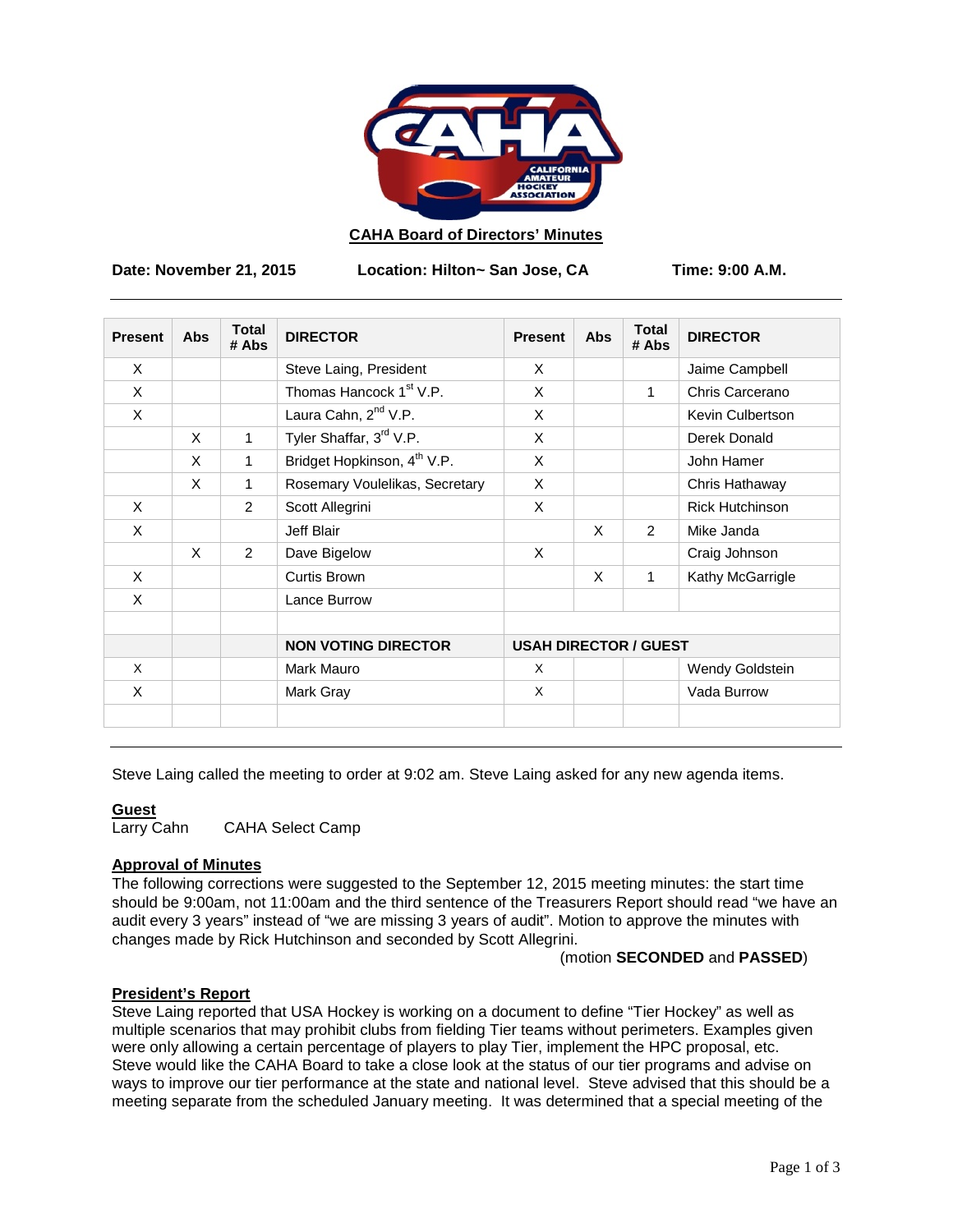# CAHA Board of Directors' Minutes

**Date: November 21, 2015** **Location: Hilton~ San Jose, CA** **Time: 9:00 A.M.**

| Present | Abs | Total # Abs | DIRECTOR | Present | Abs | Total # Abs | DIRECTOR |
|---|---|---|---|---|---|---|---|
| X | | | Steve Laing, President | X | | | Jaime Campbell |
| X | | | Thomas Hancock 1st V.P. | X | | 1 | Chris Carcerano |
| X | | | Laura Cahn, 2nd V.P. | X | | | Kevin Culbertson |
| | X | 1 | Tyler Shaffar, 3rd V.P. | X | | | Derek Donald |
| | X | 1 | Bridget Hopkinson, 4th V.P. | X | | | John Hamer |
| | X | 1 | Rosemary Voulelikas, Secretary | X | | | Chris Hathaway |
| X | | 2 | Scott Allegrini | X | | | Rick Hutchinson |
| X | | | Jeff Blair | | X | 2 | Mike Janda |
| | X | 2 | Dave Bigelow | X | | | Craig Johnson |
| X | | | Curtis Brown | | X | 1 | Kathy McGarrigle |
| X | | | Lance Burrow | | | | |
| | | | | | | | |
| | | | **NON VOTING DIRECTOR** | **USAH DIRECTOR / GUEST** | | | |
| X | | | Mark Mauro | X | | | Wendy Goldstein |
| X | | | Mark Gray | X | | | Vada Burrow |
| | | | | | | | |

Steve Laing called the meeting to order at 9:02 am. Steve Laing asked for any new agenda items.

**Guest**
Larry Cahn CAHA Select Camp

**Approval of Minutes**
The following corrections were suggested to the September 12, 2015 meeting minutes: the start time should be 9:00am, not 11:00am and the third sentence of the Treasurers Report should read "we have an audit every 3 years" instead of "we are missing 3 years of audit". Motion to approve the minutes with changes made by Rick Hutchinson and seconded by Scott Allegrini.

(motion **SECONDED** and **PASSED**)

**President's Report**
Steve Laing reported that USA Hockey is working on a document to define "Tier Hockey" as well as multiple scenarios that may prohibit clubs from fielding Tier teams without perimeters. Examples given were only allowing a certain percentage of players to play Tier, implement the HPC proposal, etc. Steve would like the CAHA Board to take a close look at the status of our tier programs and advise on ways to improve our tier performance at the state and national level. Steve advised that this should be a meeting separate from the scheduled January meeting. It was determined that a special meeting of the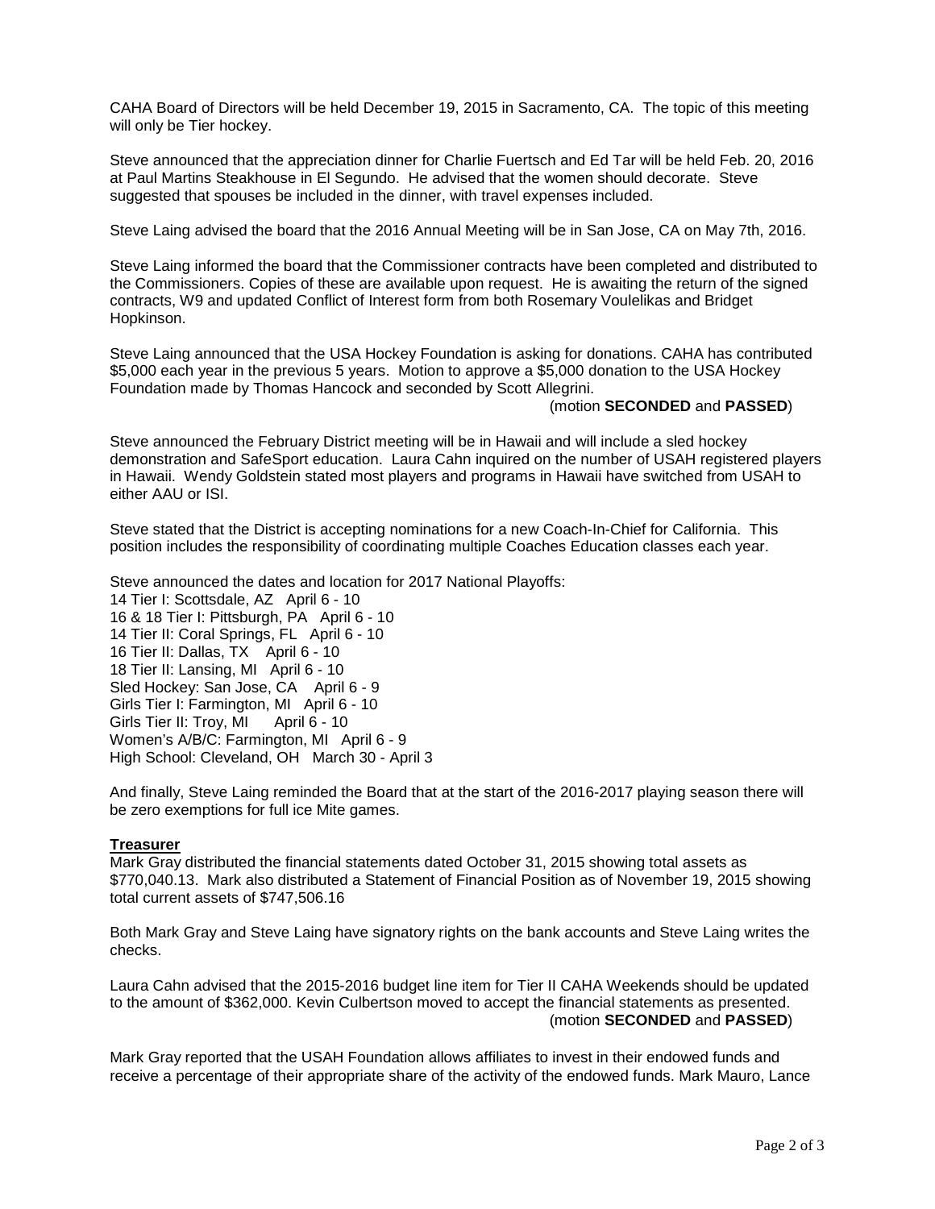CAHA Board of Directors will be held December 19, 2015 in Sacramento, CA. The topic of this meeting will only be Tier hockey.

Steve announced that the appreciation dinner for Charlie Fuertsch and Ed Tar will be held Feb. 20, 2016 at Paul Martins Steakhouse in El Segundo. He advised that the women should decorate. Steve suggested that spouses be included in the dinner, with travel expenses included.

Steve Laing advised the board that the 2016 Annual Meeting will be in San Jose, CA on May 7th, 2016.

Steve Laing informed the board that the Commissioner contracts have been completed and distributed to the Commissioners. Copies of these are available upon request. He is awaiting the return of the signed contracts, W9 and updated Conflict of Interest form from both Rosemary Voulelikas and Bridget Hopkinson.

Steve Laing announced that the USA Hockey Foundation is asking for donations. CAHA has contributed $5,000 each year in the previous 5 years. Motion to approve a $5,000 donation to the USA Hockey Foundation made by Thomas Hancock and seconded by Scott Allegrini.

(motion **SECONDED** and **PASSED**)

Steve announced the February District meeting will be in Hawaii and will include a sled hockey demonstration and SafeSport education. Laura Cahn inquired on the number of USAH registered players in Hawaii. Wendy Goldstein stated most players and programs in Hawaii have switched from USAH to either AAU or ISI.

Steve stated that the District is accepting nominations for a new Coach-In-Chief for California. This position includes the responsibility of coordinating multiple Coaches Education classes each year.

Steve announced the dates and location for 2017 National Playoffs:
14 Tier I: Scottsdale, AZ April 6 - 10
16 & 18 Tier I: Pittsburgh, PA April 6 - 10
14 Tier II: Coral Springs, FL April 6 - 10
16 Tier II: Dallas, TX April 6 - 10
18 Tier II: Lansing, MI April 6 - 10
Sled Hockey: San Jose, CA April 6 - 9
Girls Tier I: Farmington, MI April 6 - 10
Girls Tier II: Troy, MI April 6 - 10
Women's A/B/C: Farmington, MI April 6 - 9
High School: Cleveland, OH March 30 - April 3

And finally, Steve Laing reminded the Board that at the start of the 2016-2017 playing season there will be zero exemptions for full ice Mite games.

**Treasurer**

Mark Gray distributed the financial statements dated October 31, 2015 showing total assets as $770,040.13. Mark also distributed a Statement of Financial Position as of November 19, 2015 showing total current assets of $747,506.16

Both Mark Gray and Steve Laing have signatory rights on the bank accounts and Steve Laing writes the checks.

Laura Cahn advised that the 2015-2016 budget line item for Tier II CAHA Weekends should be updated to the amount of $362,000. Kevin Culbertson moved to accept the financial statements as presented.

(motion **SECONDED** and **PASSED**)

Mark Gray reported that the USAH Foundation allows affiliates to invest in their endowed funds and receive a percentage of their appropriate share of the activity of the endowed funds. Mark Mauro, Lance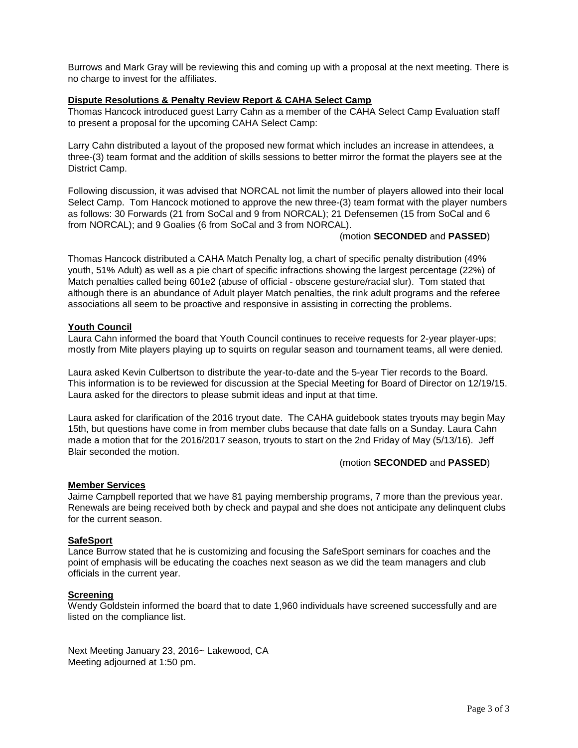Burrows and Mark Gray will be reviewing this and coming up with a proposal at the next meeting. There is no charge to invest for the affiliates.

**Dispute Resolutions & Penalty Review Report & CAHA Select Camp**

Thomas Hancock introduced guest Larry Cahn as a member of the CAHA Select Camp Evaluation staff to present a proposal for the upcoming CAHA Select Camp:

Larry Cahn distributed a layout of the proposed new format which includes an increase in attendees, a three-(3) team format and the addition of skills sessions to better mirror the format the players see at the District Camp.

Following discussion, it was advised that NORCAL not limit the number of players allowed into their local Select Camp. Tom Hancock motioned to approve the new three-(3) team format with the player numbers as follows: 30 Forwards (21 from SoCal and 9 from NORCAL); 21 Defensemen (15 from SoCal and 6 from NORCAL); and 9 Goalies (6 from SoCal and 3 from NORCAL).

(motion **SECONDED** and **PASSED**)

Thomas Hancock distributed a CAHA Match Penalty log, a chart of specific penalty distribution (49% youth, 51% Adult) as well as a pie chart of specific infractions showing the largest percentage (22%) of Match penalties called being 601e2 (abuse of official - obscene gesture/racial slur). Tom stated that although there is an abundance of Adult player Match penalties, the rink adult programs and the referee associations all seem to be proactive and responsive in assisting in correcting the problems.

**Youth Council**

Laura Cahn informed the board that Youth Council continues to receive requests for 2-year player-ups; mostly from Mite players playing up to squirts on regular season and tournament teams, all were denied.

Laura asked Kevin Culbertson to distribute the year-to-date and the 5-year Tier records to the Board. This information is to be reviewed for discussion at the Special Meeting for Board of Director on 12/19/15. Laura asked for the directors to please submit ideas and input at that time.

Laura asked for clarification of the 2016 tryout date. The CAHA guidebook states tryouts may begin May 15th, but questions have come in from member clubs because that date falls on a Sunday. Laura Cahn made a motion that for the 2016/2017 season, tryouts to start on the 2nd Friday of May (5/13/16). Jeff Blair seconded the motion.

(motion **SECONDED** and **PASSED**)

**Member Services**

Jaime Campbell reported that we have 81 paying membership programs, 7 more than the previous year. Renewals are being received both by check and paypal and she does not anticipate any delinquent clubs for the current season.

**SafeSport**

Lance Burrow stated that he is customizing and focusing the SafeSport seminars for coaches and the point of emphasis will be educating the coaches next season as we did the team managers and club officials in the current year.

**Screening**

Wendy Goldstein informed the board that to date 1,960 individuals have screened successfully and are listed on the compliance list.

Next Meeting January 23, 2016~ Lakewood, CA
Meeting adjourned at 1:50 pm.